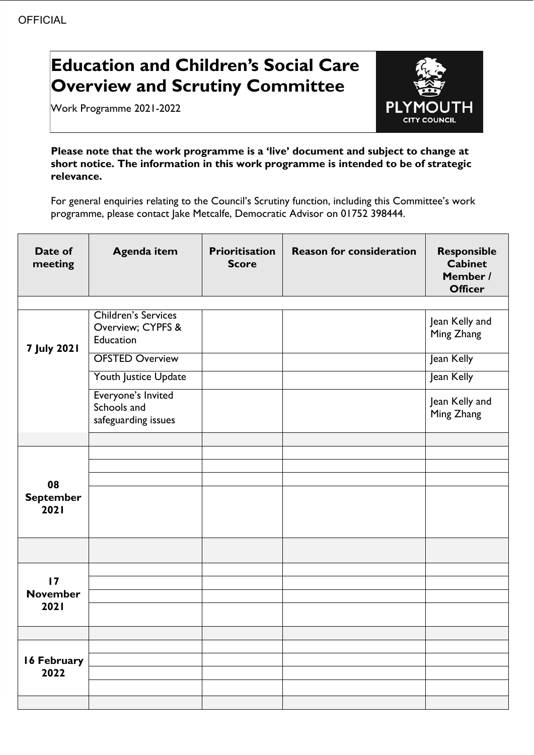OFFICIAL

# Education and Children's Social Care Overview and Scrutiny Committee

Work Programme 2021-2022

**Please note that the work programme is a 'live' document and subject to change at short notice. The information in this work programme is intended to be of strategic relevance.**

For general enquiries relating to the Council's Scrutiny function, including this Committee's work programme, please contact Jake Metcalfe, Democratic Advisor on 01752 398444.

| Date of meeting | Agenda item | Prioritisation Score | Reason for consideration | Responsible Cabinet Member / Officer |
|---|---|---|---|---|
| | | | | |
| **7 July 2021** | Children's Services Overview; CYPFS & Education | | | Jean Kelly and Ming Zhang |
| | OFSTED Overview | | | Jean Kelly |
| | Youth Justice Update | | | Jean Kelly |
| | Everyone's Invited Schools and safeguarding issues | | | Jean Kelly and Ming Zhang |
| | | | | |
| **08 September 2021** | | | | |
| | | | | |
| | | | | |
| | | | | |
| | | | | |
| **17 November 2021** | | | | |
| | | | | |
| | | | | |
| | | | | |
| | | | | |
| **16 February 2022** | | | | |
| | | | | |
| | | | | |
| | | | | |
| | | | | |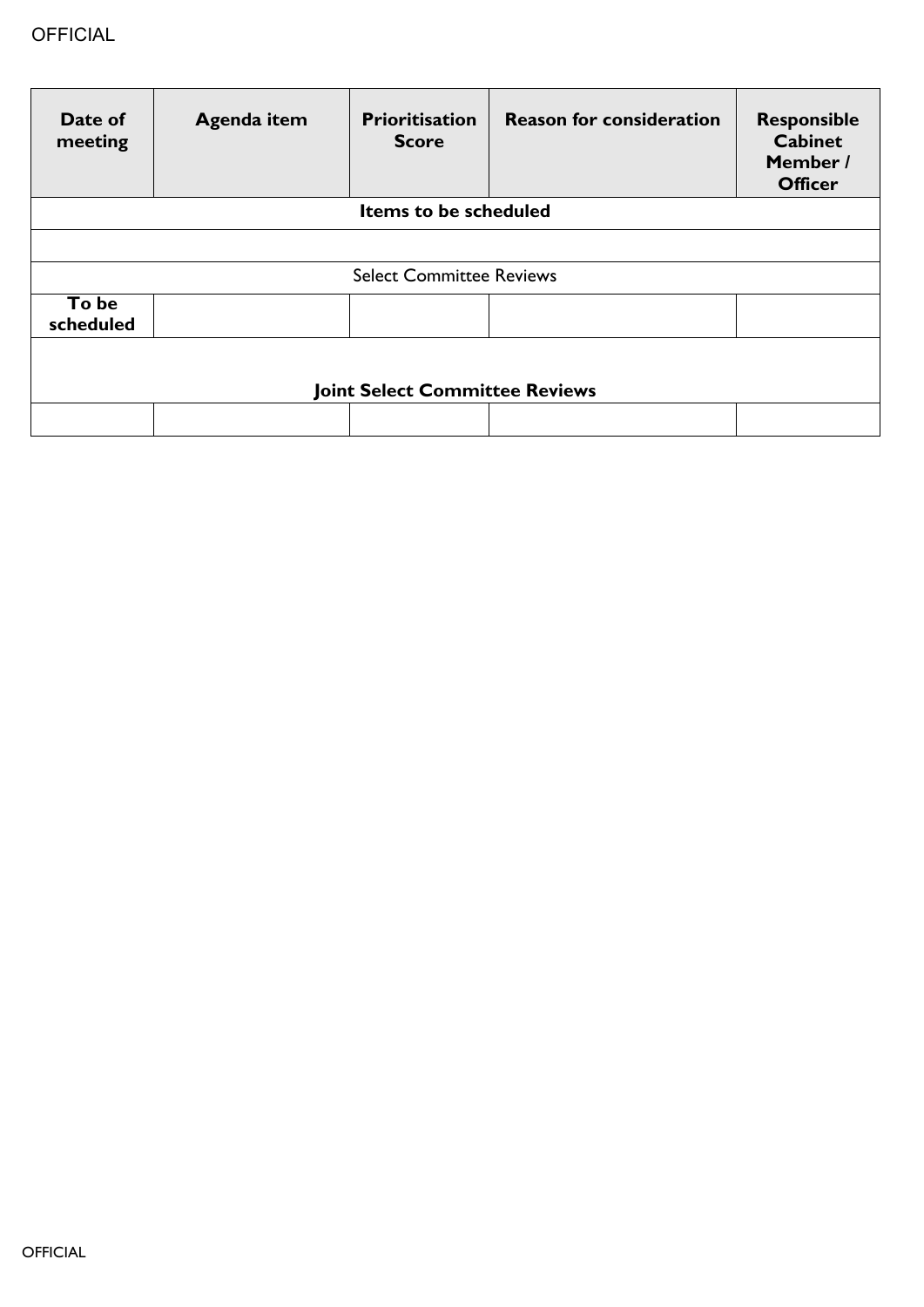| Date of meeting | Agenda item | Prioritisation Score | Reason for consideration | Responsible Cabinet Member / Officer |
|---|---|---|---|---|
| **Items to be scheduled** | | | | |
| | | | | |
| Select Committee Reviews | | | | |
| **To be scheduled** | | | | |
| **Joint Select Committee Reviews** | | | | |
| | | | | |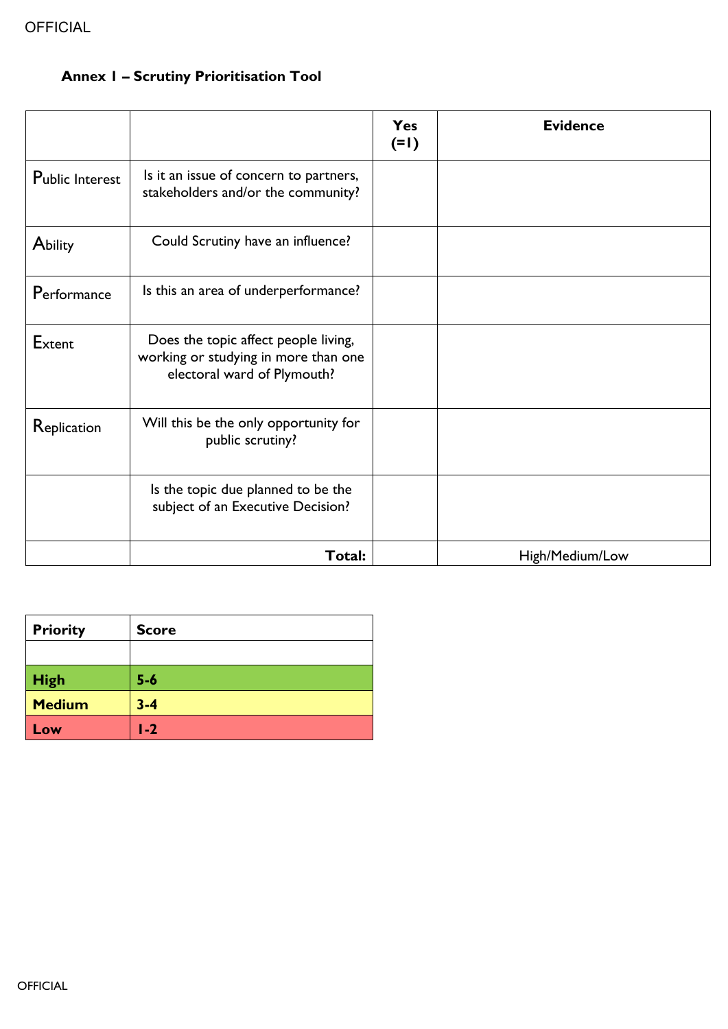## Annex 1 – Scrutiny Prioritisation Tool

| | | Yes (=1) | Evidence |
|---|---|---|---|
| Public Interest | Is it an issue of concern to partners, stakeholders and/or the community? | | |
| Ability | Could Scrutiny have an influence? | | |
| Performance | Is this an area of underperformance? | | |
| Extent | Does the topic affect people living, working or studying in more than one electoral ward of Plymouth? | | |
| Replication | Will this be the only opportunity for public scrutiny? | | |
| | Is the topic due planned to be the subject of an Executive Decision? | | |
| | **Total:** | | High/Medium/Low |

| Priority | Score |
|---|---|
| | |
| **High** | **5-6** |
| **Medium** | **3-4** |
| **Low** | **1-2** |